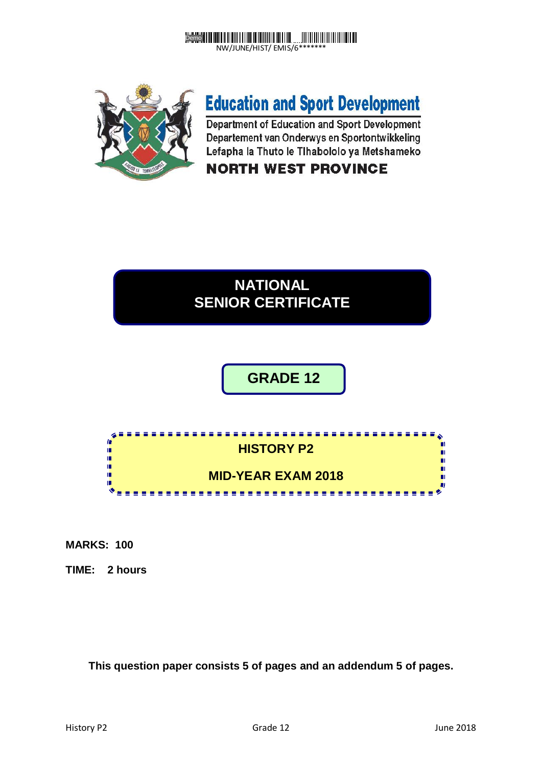NW/JUNE/HIST/ EMIS/6*******

# Education and Sport Development

Department of Education and Sport Development
Departement van Onderwys en Sportontwikkeling
Lefapha la Thuto le Tlhabololo ya Metshameko

**NORTH WEST PROVINCE**

# NATIONAL SENIOR CERTIFICATE

## GRADE 12

## HISTORY P2

## MID-YEAR EXAM 2018

**MARKS: 100**

**TIME: 2 hours**

**This question paper consists 5 of pages and an addendum 5 of pages.**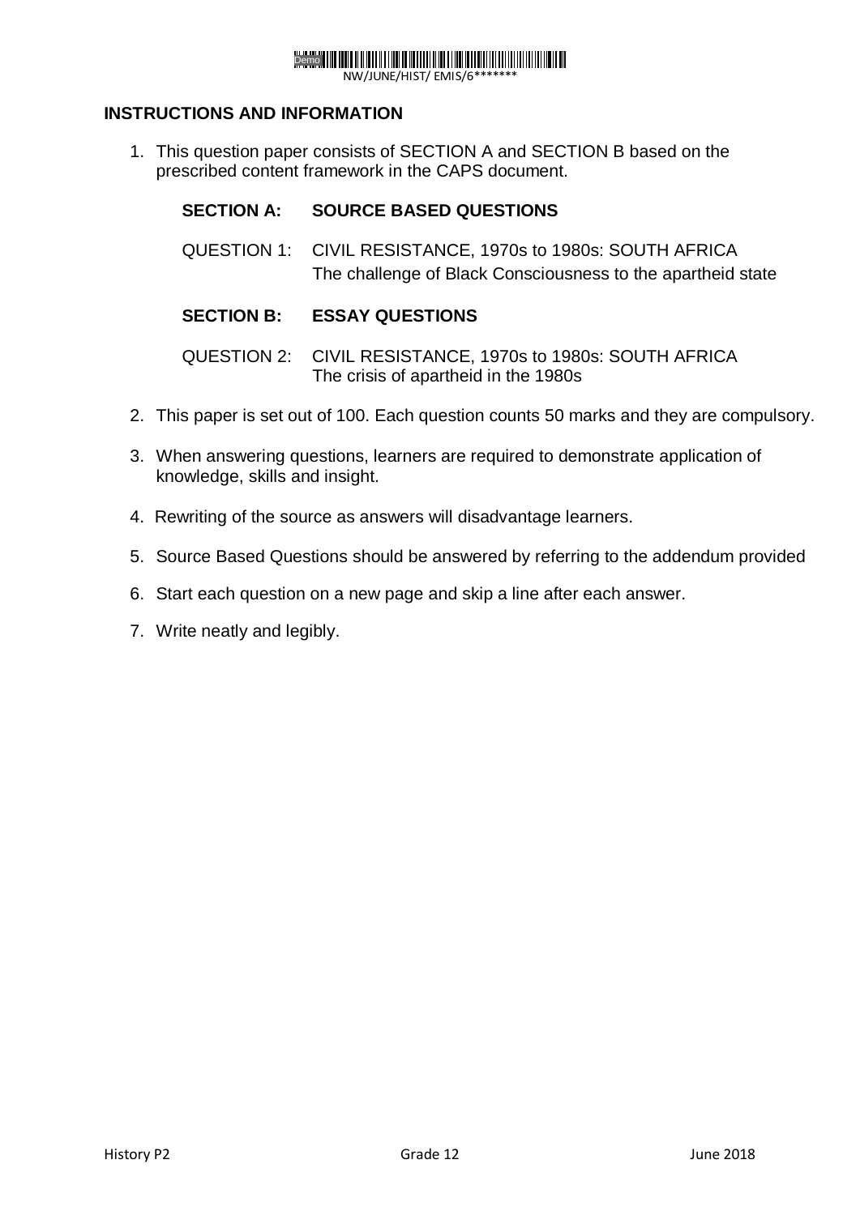## INSTRUCTIONS AND INFORMATION

1. This question paper consists of SECTION A and SECTION B based on the prescribed content framework in the CAPS document.

   **SECTION A: SOURCE BASED QUESTIONS**

   QUESTION 1: CIVIL RESISTANCE, 1970s to 1980s: SOUTH AFRICA
   The challenge of Black Consciousness to the apartheid state

   **SECTION B: ESSAY QUESTIONS**

   QUESTION 2: CIVIL RESISTANCE, 1970s to 1980s: SOUTH AFRICA
   The crisis of apartheid in the 1980s

2. This paper is set out of 100. Each question counts 50 marks and they are compulsory.
3. When answering questions, learners are required to demonstrate application of knowledge, skills and insight.
4. Rewriting of the source as answers will disadvantage learners.
5. Source Based Questions should be answered by referring to the addendum provided
6. Start each question on a new page and skip a line after each answer.
7. Write neatly and legibly.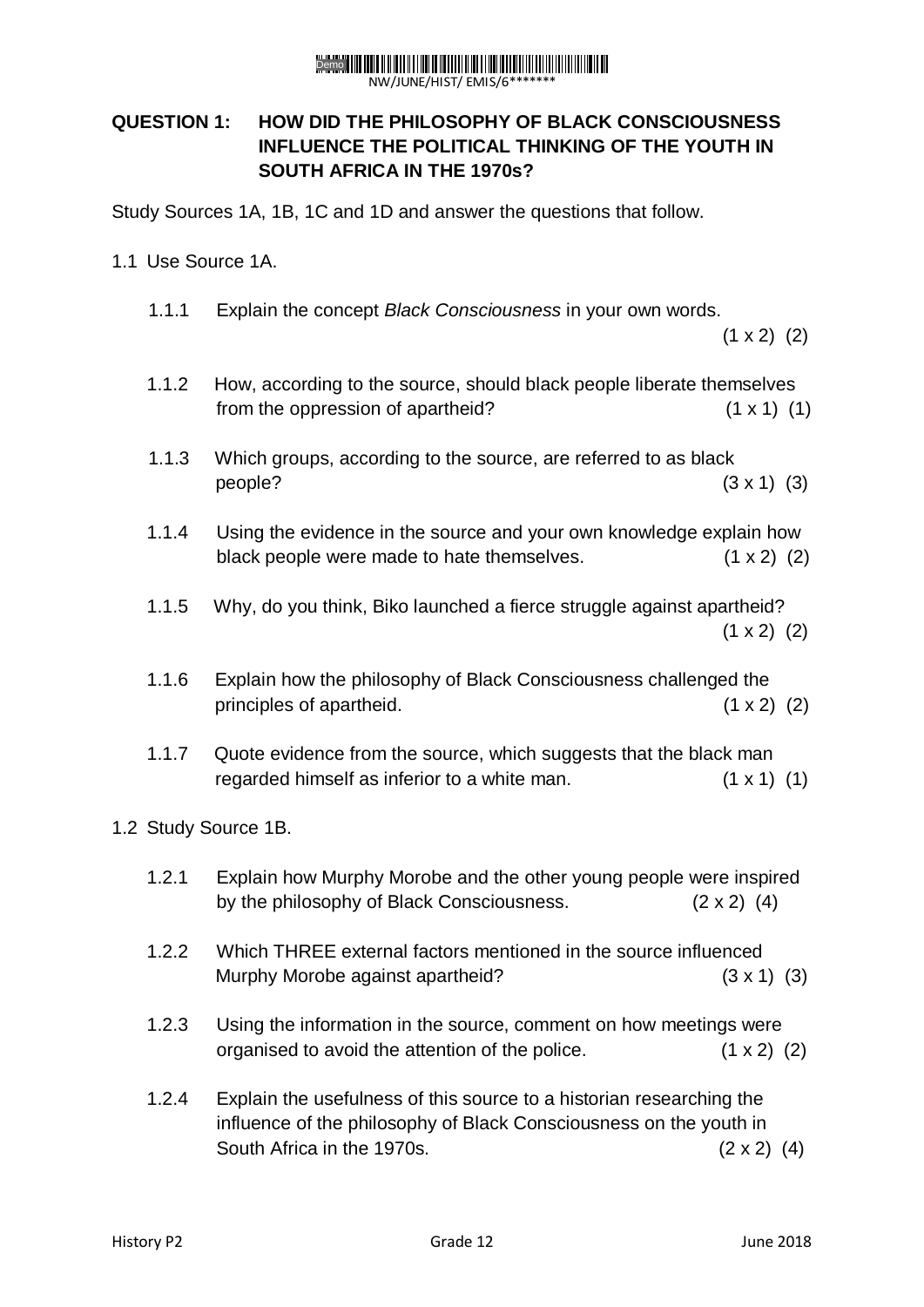**QUESTION 1: HOW DID THE PHILOSOPHY OF BLACK CONSCIOUSNESS INFLUENCE THE POLITICAL THINKING OF THE YOUTH IN SOUTH AFRICA IN THE 1970s?**

Study Sources 1A, 1B, 1C and 1D and answer the questions that follow.

1.1 Use Source 1A.

1.1.1 Explain the concept *Black Consciousness* in your own words. (1 x 2) (2)

1.1.2 How, according to the source, should black people liberate themselves from the oppression of apartheid? (1 x 1) (1)

1.1.3 Which groups, according to the source, are referred to as black people? (3 x 1) (3)

1.1.4 Using the evidence in the source and your own knowledge explain how black people were made to hate themselves. (1 x 2) (2)

1.1.5 Why, do you think, Biko launched a fierce struggle against apartheid? (1 x 2) (2)

1.1.6 Explain how the philosophy of Black Consciousness challenged the principles of apartheid. (1 x 2) (2)

1.1.7 Quote evidence from the source, which suggests that the black man regarded himself as inferior to a white man. (1 x 1) (1)

1.2 Study Source 1B.

1.2.1 Explain how Murphy Morobe and the other young people were inspired by the philosophy of Black Consciousness. (2 x 2) (4)

1.2.2 Which THREE external factors mentioned in the source influenced Murphy Morobe against apartheid? (3 x 1) (3)

1.2.3 Using the information in the source, comment on how meetings were organised to avoid the attention of the police. (1 x 2) (2)

1.2.4 Explain the usefulness of this source to a historian researching the influence of the philosophy of Black Consciousness on the youth in South Africa in the 1970s. (2 x 2) (4)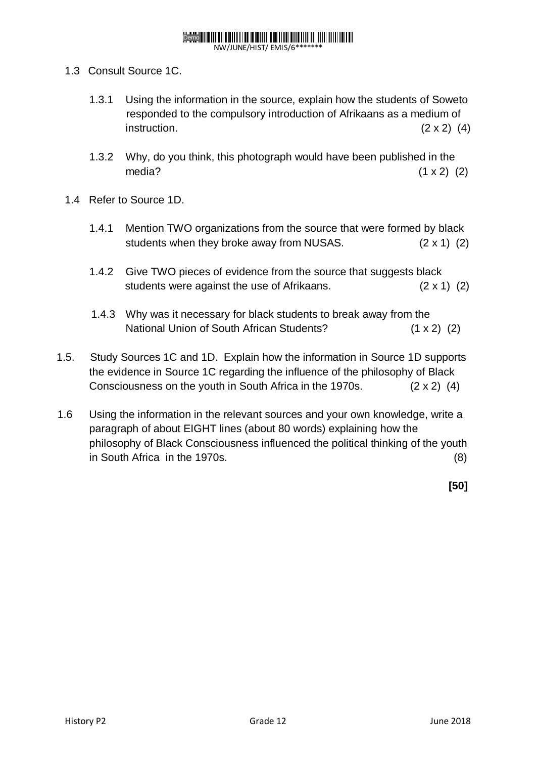1.3 Consult Source 1C.

1.3.1 Using the information in the source, explain how the students of Soweto responded to the compulsory introduction of Afrikaans as a medium of instruction. (2 x 2) (4)

1.3.2 Why, do you think, this photograph would have been published in the media? (1 x 2) (2)

1.4 Refer to Source 1D.

1.4.1 Mention TWO organizations from the source that were formed by black students when they broke away from NUSAS. (2 x 1) (2)

1.4.2 Give TWO pieces of evidence from the source that suggests black students were against the use of Afrikaans. (2 x 1) (2)

1.4.3 Why was it necessary for black students to break away from the National Union of South African Students? (1 x 2) (2)

1.5. Study Sources 1C and 1D. Explain how the information in Source 1D supports the evidence in Source 1C regarding the influence of the philosophy of Black Consciousness on the youth in South Africa in the 1970s. (2 x 2) (4)

1.6 Using the information in the relevant sources and your own knowledge, write a paragraph of about EIGHT lines (about 80 words) explaining how the philosophy of Black Consciousness influenced the political thinking of the youth in South Africa in the 1970s. (8)

**[50]**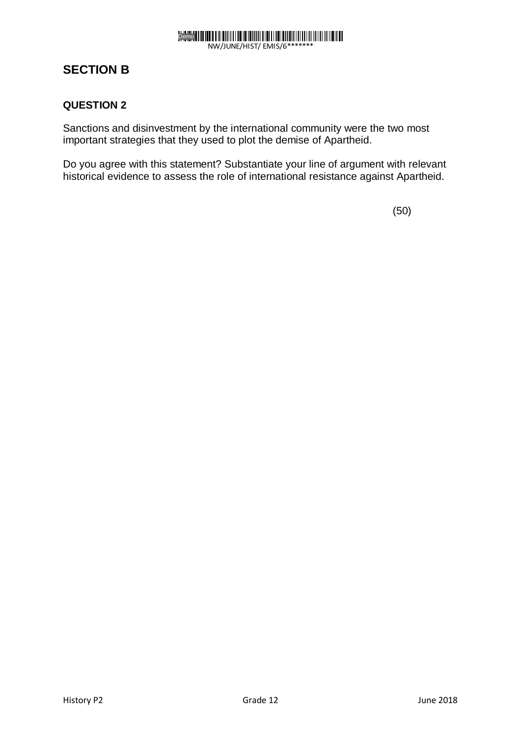# SECTION B

## QUESTION 2

Sanctions and disinvestment by the international community were the two most important strategies that they used to plot the demise of Apartheid.

Do you agree with this statement? Substantiate your line of argument with relevant historical evidence to assess the role of international resistance against Apartheid.

(50)